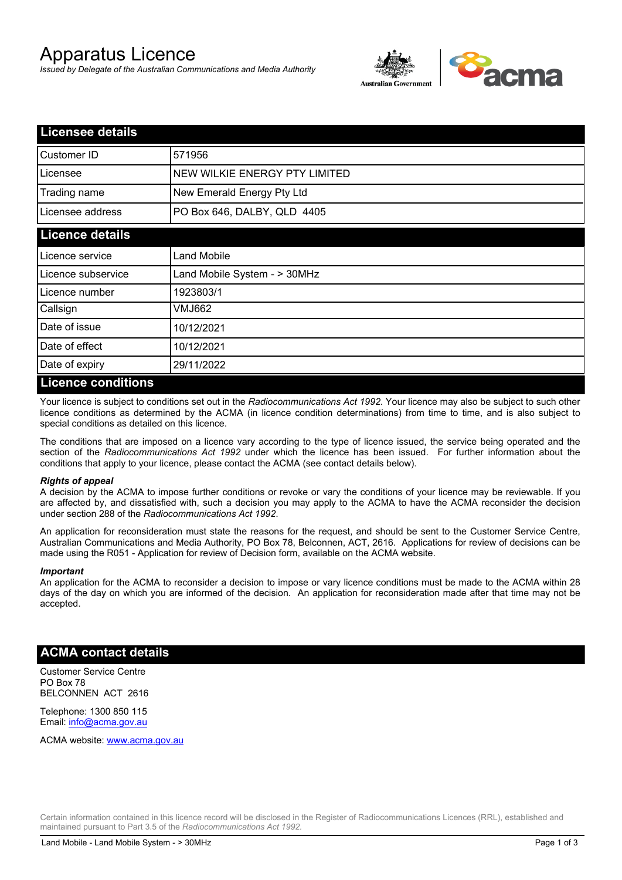# Apparatus Licence

*Issued by Delegate of the Australian Communications and Media Authority*

## Licensee details

| | |
|---|---|
| Customer ID | 571956 |
| Licensee | NEW WILKIE ENERGY PTY LIMITED |
| Trading name | New Emerald Energy Pty Ltd |
| Licensee address | PO Box 646, DALBY, QLD 4405 |

## Licence details

| | |
|---|---|
| Licence service | Land Mobile |
| Licence subservice | Land Mobile System - > 30MHz |
| Licence number | 1923803/1 |
| Callsign | VMJ662 |
| Date of issue | 10/12/2021 |
| Date of effect | 10/12/2021 |
| Date of expiry | 29/11/2022 |

## Licence conditions

Your licence is subject to conditions set out in the *Radiocommunications Act 1992*. Your licence may also be subject to such other licence conditions as determined by the ACMA (in licence condition determinations) from time to time, and is also subject to special conditions as detailed on this licence.

The conditions that are imposed on a licence vary according to the type of licence issued, the service being operated and the section of the *Radiocommunications Act 1992* under which the licence has been issued. For further information about the conditions that apply to your licence, please contact the ACMA (see contact details below).

***Rights of appeal***

A decision by the ACMA to impose further conditions or revoke or vary the conditions of your licence may be reviewable. If you are affected by, and dissatisfied with, such a decision you may apply to the ACMA to have the ACMA reconsider the decision under section 288 of the *Radiocommunications Act 1992*.

An application for reconsideration must state the reasons for the request, and should be sent to the Customer Service Centre, Australian Communications and Media Authority, PO Box 78, Belconnen, ACT, 2616. Applications for review of decisions can be made using the R051 - Application for review of Decision form, available on the ACMA website.

***Important***

An application for the ACMA to reconsider a decision to impose or vary licence conditions must be made to the ACMA within 28 days of the day on which you are informed of the decision. An application for reconsideration made after that time may not be accepted.

## ACMA contact details

Customer Service Centre
PO Box 78
BELCONNEN ACT 2616

Telephone: 1300 850 115
Email: info@acma.gov.au

ACMA website: www.acma.gov.au

Certain information contained in this licence record will be disclosed in the Register of Radiocommunications Licences (RRL), established and maintained pursuant to Part 3.5 of the *Radiocommunications Act 1992.*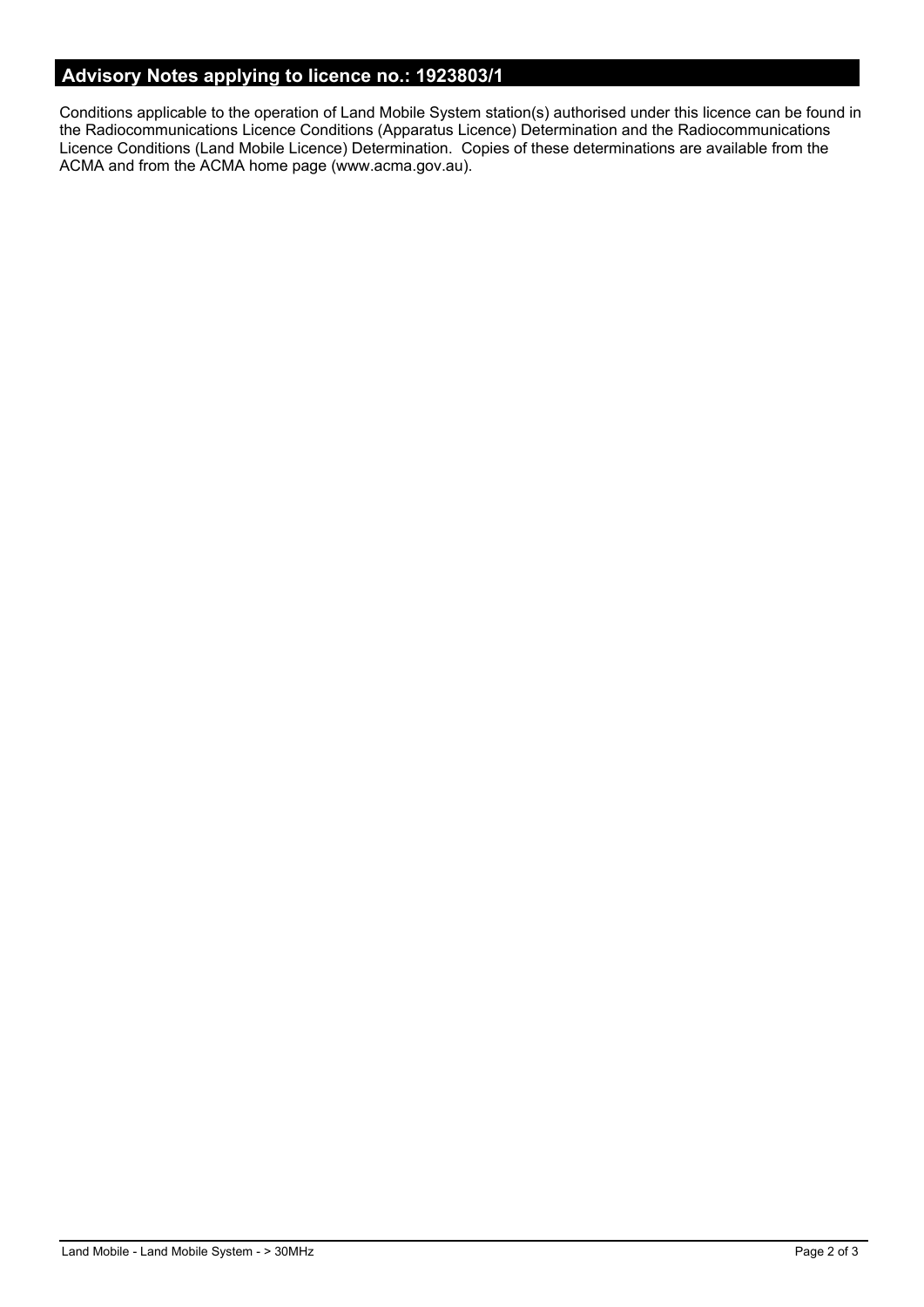## Advisory Notes applying to licence no.: 1923803/1

Conditions applicable to the operation of Land Mobile System station(s) authorised under this licence can be found in the Radiocommunications Licence Conditions (Apparatus Licence) Determination and the Radiocommunications Licence Conditions (Land Mobile Licence) Determination. Copies of these determinations are available from the ACMA and from the ACMA home page (www.acma.gov.au).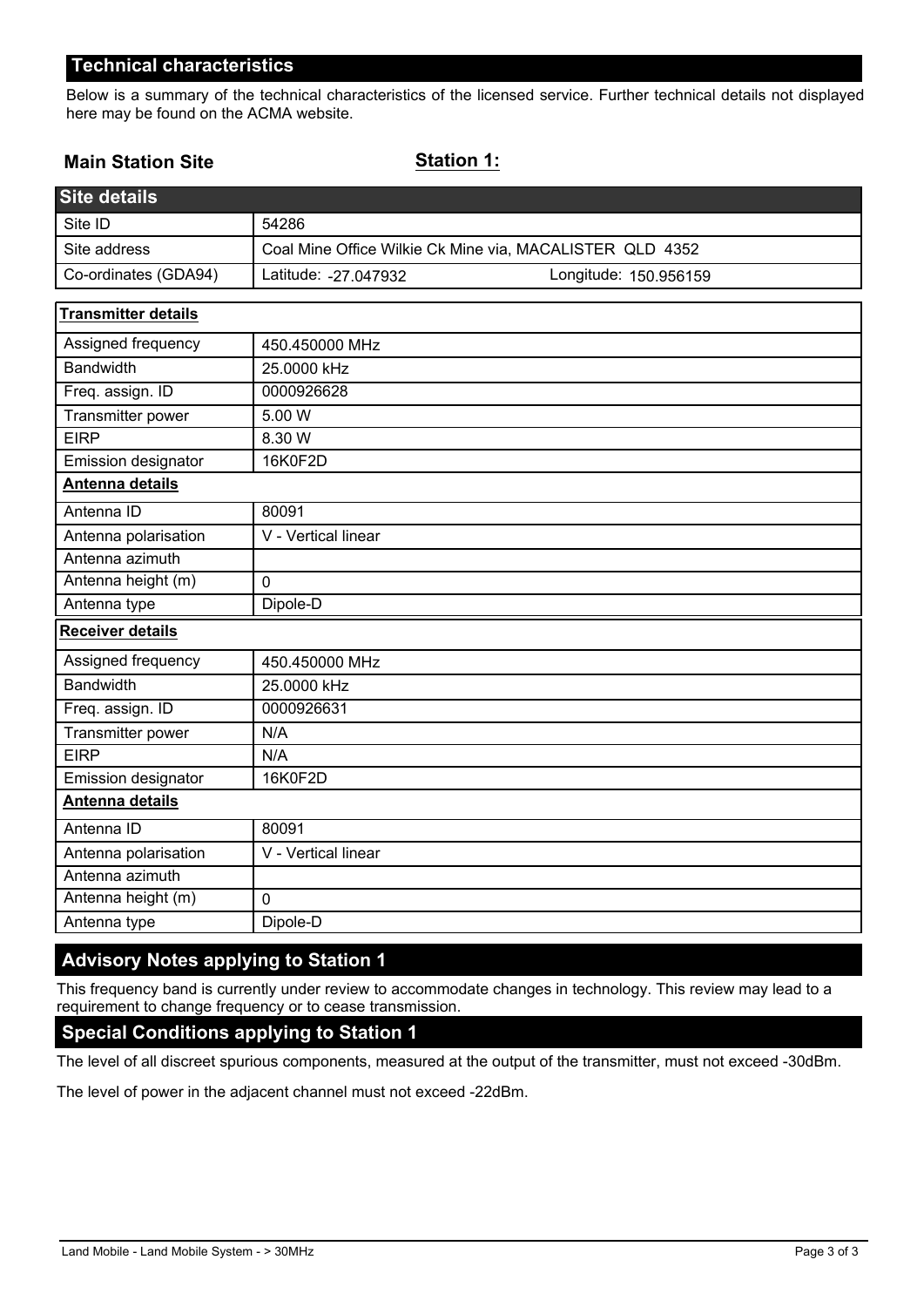## Technical characteristics

Below is a summary of the technical characteristics of the licensed service. Further technical details not displayed here may be found on the ACMA website.

**Main Station Site** **Station 1:**

| Site details | | |
|---|---|---|
| Site ID | 54286 | |
| Site address | Coal Mine Office Wilkie Ck Mine via, MACALISTER QLD 4352 | |
| Co-ordinates (GDA94) | Latitude: -27.047932 | Longitude: 150.956159 |

| Transmitter details | |
|---|---|
| Assigned frequency | 450.450000 MHz |
| Bandwidth | 25.0000 kHz |
| Freq. assign. ID | 0000926628 |
| Transmitter power | 5.00 W |
| EIRP | 8.30 W |
| Emission designator | 16K0F2D |
| **Antenna details** | |
| Antenna ID | 80091 |
| Antenna polarisation | V - Vertical linear |
| Antenna azimuth | |
| Antenna height (m) | 0 |
| Antenna type | Dipole-D |

| Receiver details | |
|---|---|
| Assigned frequency | 450.450000 MHz |
| Bandwidth | 25.0000 kHz |
| Freq. assign. ID | 0000926631 |
| Transmitter power | N/A |
| EIRP | N/A |
| Emission designator | 16K0F2D |
| **Antenna details** | |
| Antenna ID | 80091 |
| Antenna polarisation | V - Vertical linear |
| Antenna azimuth | |
| Antenna height (m) | 0 |
| Antenna type | Dipole-D |

## Advisory Notes applying to Station 1

This frequency band is currently under review to accommodate changes in technology. This review may lead to a requirement to change frequency or to cease transmission.

## Special Conditions applying to Station 1

The level of all discreet spurious components, measured at the output of the transmitter, must not exceed -30dBm.

The level of power in the adjacent channel must not exceed -22dBm.